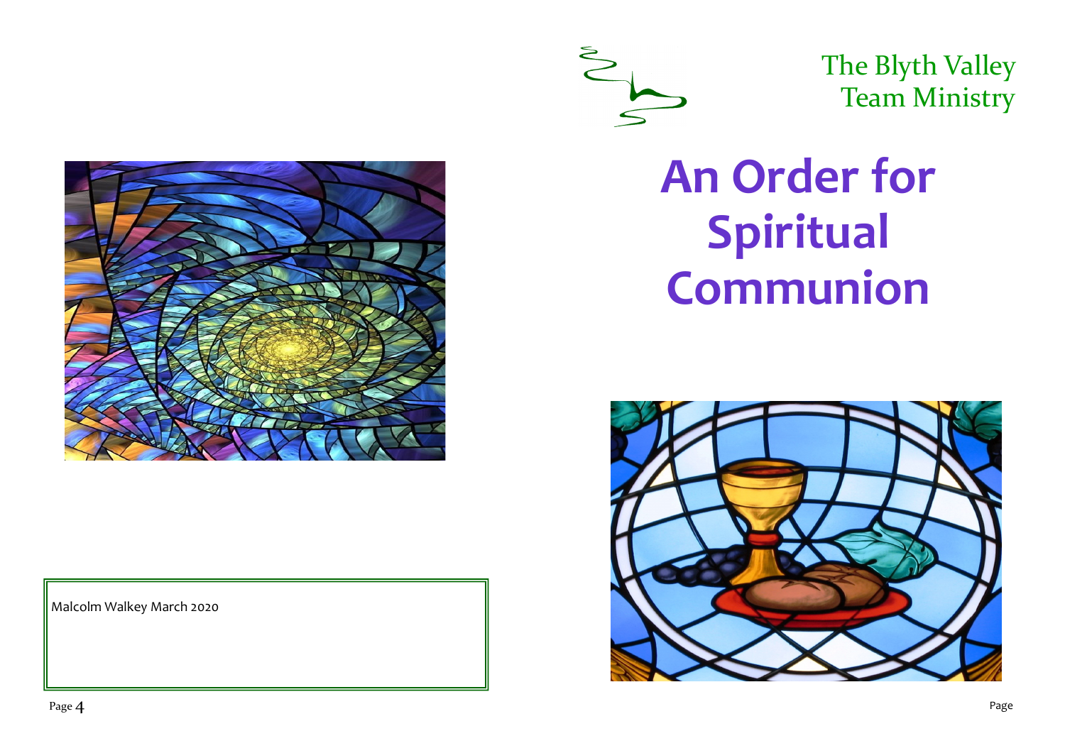Malcolm Walkey March 2020

The Blyth Valley
Team Ministry

# An Order for Spiritual Communion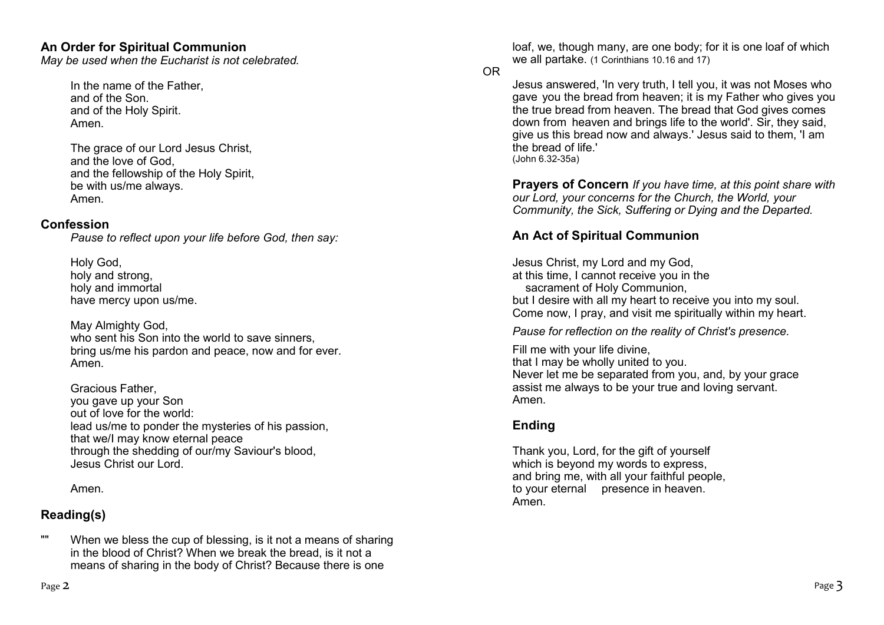## An Order for Spiritual Communion

*May be used when the Eucharist is not celebrated.*

In the name of the Father,
and of the Son.
and of the Holy Spirit.
Amen.

The grace of our Lord Jesus Christ,
and the love of God,
and the fellowship of the Holy Spirit,
be with us/me always.
Amen.

## Confession

*Pause to reflect upon your life before God, then say:*

Holy God,
holy and strong,
holy and immortal
have mercy upon us/me.

May Almighty God,
who sent his Son into the world to save sinners,
bring us/me his pardon and peace, now and for ever.
Amen.

Gracious Father,
you gave up your Son
out of love for the world:
lead us/me to ponder the mysteries of his passion,
that we/I may know eternal peace
through the shedding of our/my Saviour's blood,
Jesus Christ our Lord.

Amen.

## Reading(s)

"" When we bless the cup of blessing, is it not a means of sharing in the blood of Christ? When we break the bread, is it not a means of sharing in the body of Christ? Because there is one loaf, we, though many, are one body; for it is one loaf of which we all partake. (1 Corinthians 10.16 and 17)

OR

Jesus answered, 'In very truth, I tell you, it was not Moses who gave you the bread from heaven; it is my Father who gives you the true bread from heaven. The bread that God gives comes down from heaven and brings life to the world'. Sir, they said, give us this bread now and always.' Jesus said to them, 'I am the bread of life.'
(John 6.32-35a)

**Prayers of Concern** *If you have time, at this point share with our Lord, your concerns for the Church, the World, your Community, the Sick, Suffering or Dying and the Departed.*

## An Act of Spiritual Communion

Jesus Christ, my Lord and my God,
at this time, I cannot receive you in the
sacrament of Holy Communion,
but I desire with all my heart to receive you into my soul.
Come now, I pray, and visit me spiritually within my heart.

*Pause for reflection on the reality of Christ's presence.*

Fill me with your life divine,
that I may be wholly united to you.
Never let me be separated from you, and, by your grace
assist me always to be your true and loving servant.
Amen.

## Ending

Thank you, Lord, for the gift of yourself
which is beyond my words to express,
and bring me, with all your faithful people,
to your eternal presence in heaven.
Amen.